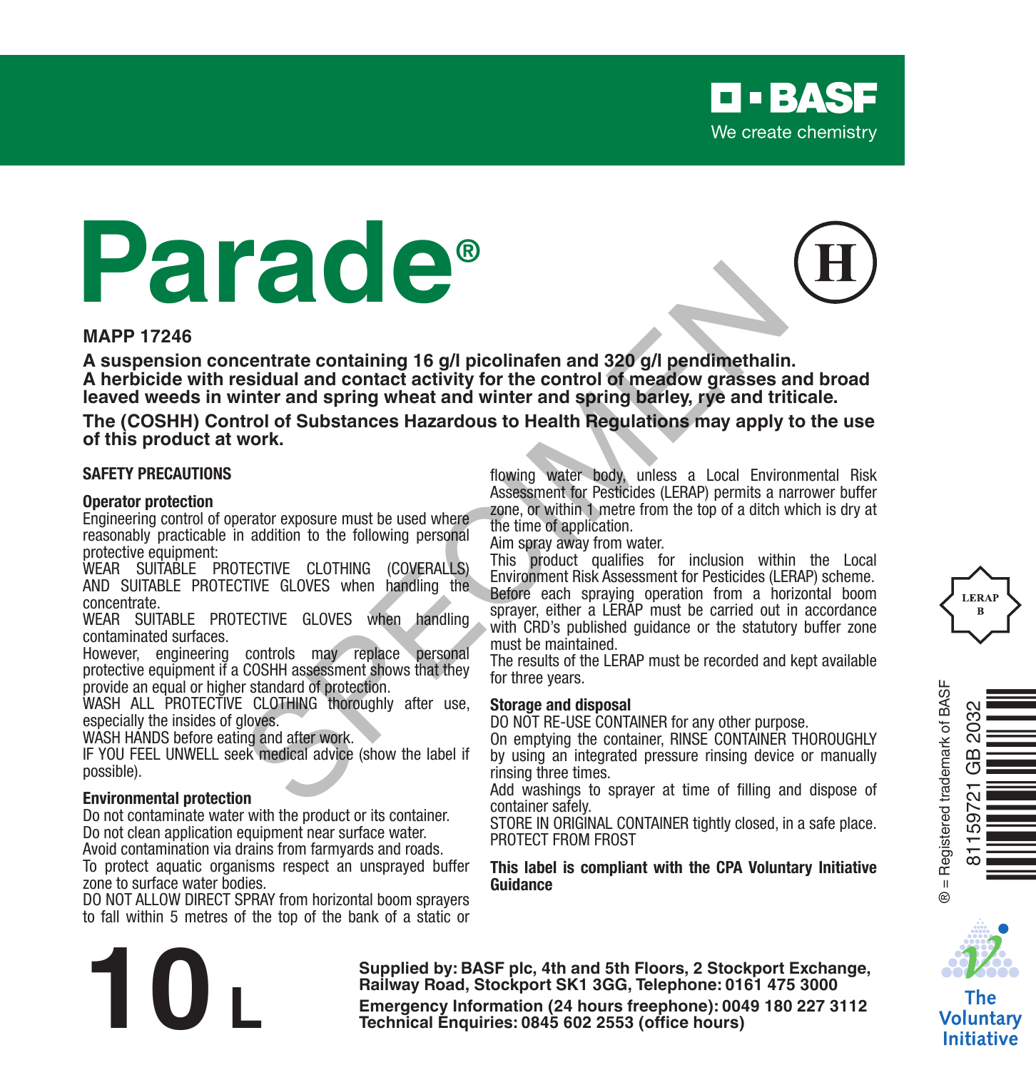BASF
We create chemistry

# Parade®

(H)

**MAPP 17246**

**A suspension concentrate containing 16 g/l picolinafen and 320 g/l pendimethalin.**
**A herbicide with residual and contact activity for the control of meadow grasses and broad leaved weeds in winter and spring wheat and winter and spring barley, rye and triticale.**

**The (COSHH) Control of Substances Hazardous to Health Regulations may apply to the use of this product at work.**

## SAFETY PRECAUTIONS

### Operator protection

Engineering control of operator exposure must be used where reasonably practicable in addition to the following personal protective equipment:

WEAR SUITABLE PROTECTIVE CLOTHING (COVERALLS) AND SUITABLE PROTECTIVE GLOVES when handling the concentrate.

WEAR SUITABLE PROTECTIVE GLOVES when handling contaminated surfaces.

However, engineering controls may replace personal protective equipment if a COSHH assessment shows that they provide an equal or higher standard of protection.

WASH ALL PROTECTIVE CLOTHING thoroughly after use, especially the insides of gloves.

WASH HANDS before eating and after work.

IF YOU FEEL UNWELL seek medical advice (show the label if possible).

### Environmental protection

Do not contaminate water with the product or its container.

Do not clean application equipment near surface water.

Avoid contamination via drains from farmyards and roads.

To protect aquatic organisms respect an unsprayed buffer zone to surface water bodies.

DO NOT ALLOW DIRECT SPRAY from horizontal boom sprayers to fall within 5 metres of the top of the bank of a static or flowing water body, unless a Local Environmental Risk Assessment for Pesticides (LERAP) permits a narrower buffer zone, or within 1 metre from the top of a ditch which is dry at the time of application.

Aim spray away from water.

This product qualifies for inclusion within the Local Environment Risk Assessment for Pesticides (LERAP) scheme. Before each spraying operation from a horizontal boom sprayer, either a LERAP must be carried out in accordance with CRD's published guidance or the statutory buffer zone must be maintained.

The results of the LERAP must be recorded and kept available for three years.

### Storage and disposal

DO NOT RE-USE CONTAINER for any other purpose.

On emptying the container, RINSE CONTAINER THOROUGHLY by using an integrated pressure rinsing device or manually rinsing three times.

Add washings to sprayer at time of filling and dispose of container safely.

STORE IN ORIGINAL CONTAINER tightly closed, in a safe place.

PROTECT FROM FROST

**This label is compliant with the CPA Voluntary Initiative Guidance**

LERAP B

® = Registered trademark of BASF

81159721 GB 2032

# 10 L

**Supplied by: BASF plc, 4th and 5th Floors, 2 Stockport Exchange, Railway Road, Stockport SK1 3GG, Telephone: 0161 475 3000**

**Emergency Information (24 hours freephone): 0049 180 227 3112**

**Technical Enquiries: 0845 602 2553 (office hours)**

The Voluntary Initiative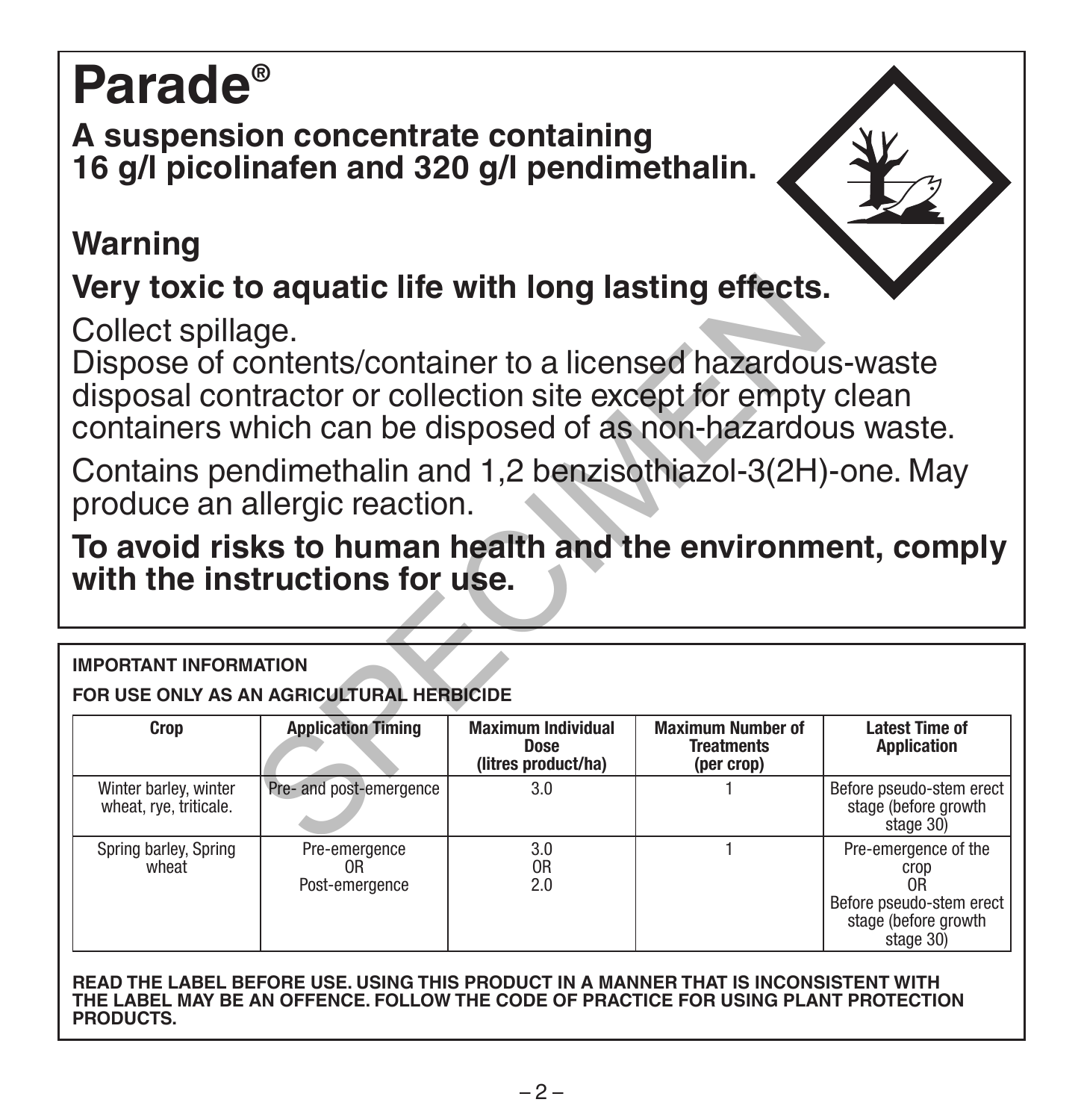# Parade®

## A suspension concentrate containing 16 g/l picolinafen and 320 g/l pendimethalin.

## Warning

**Very toxic to aquatic life with long lasting effects.**

Collect spillage.
Dispose of contents/container to a licensed hazardous-waste disposal contractor or collection site except for empty clean containers which can be disposed of as non-hazardous waste.

Contains pendimethalin and 1,2 benzisothiazol-3(2H)-one. May produce an allergic reaction.

**To avoid risks to human health and the environment, comply with the instructions for use.**

**IMPORTANT INFORMATION**

**FOR USE ONLY AS AN AGRICULTURAL HERBICIDE**

| Crop | Application Timing | Maximum Individual Dose (litres product/ha) | Maximum Number of Treatments (per crop) | Latest Time of Application |
|---|---|---|---|---|
| Winter barley, winter wheat, rye, triticale. | Pre- and post-emergence | 3.0 | 1 | Before pseudo-stem erect stage (before growth stage 30) |
| Spring barley, Spring wheat | Pre-emergence OR Post-emergence | 3.0 OR 2.0 | 1 | Pre-emergence of the crop OR Before pseudo-stem erect stage (before growth stage 30) |

**READ THE LABEL BEFORE USE. USING THIS PRODUCT IN A MANNER THAT IS INCONSISTENT WITH THE LABEL MAY BE AN OFFENCE. FOLLOW THE CODE OF PRACTICE FOR USING PLANT PROTECTION PRODUCTS.**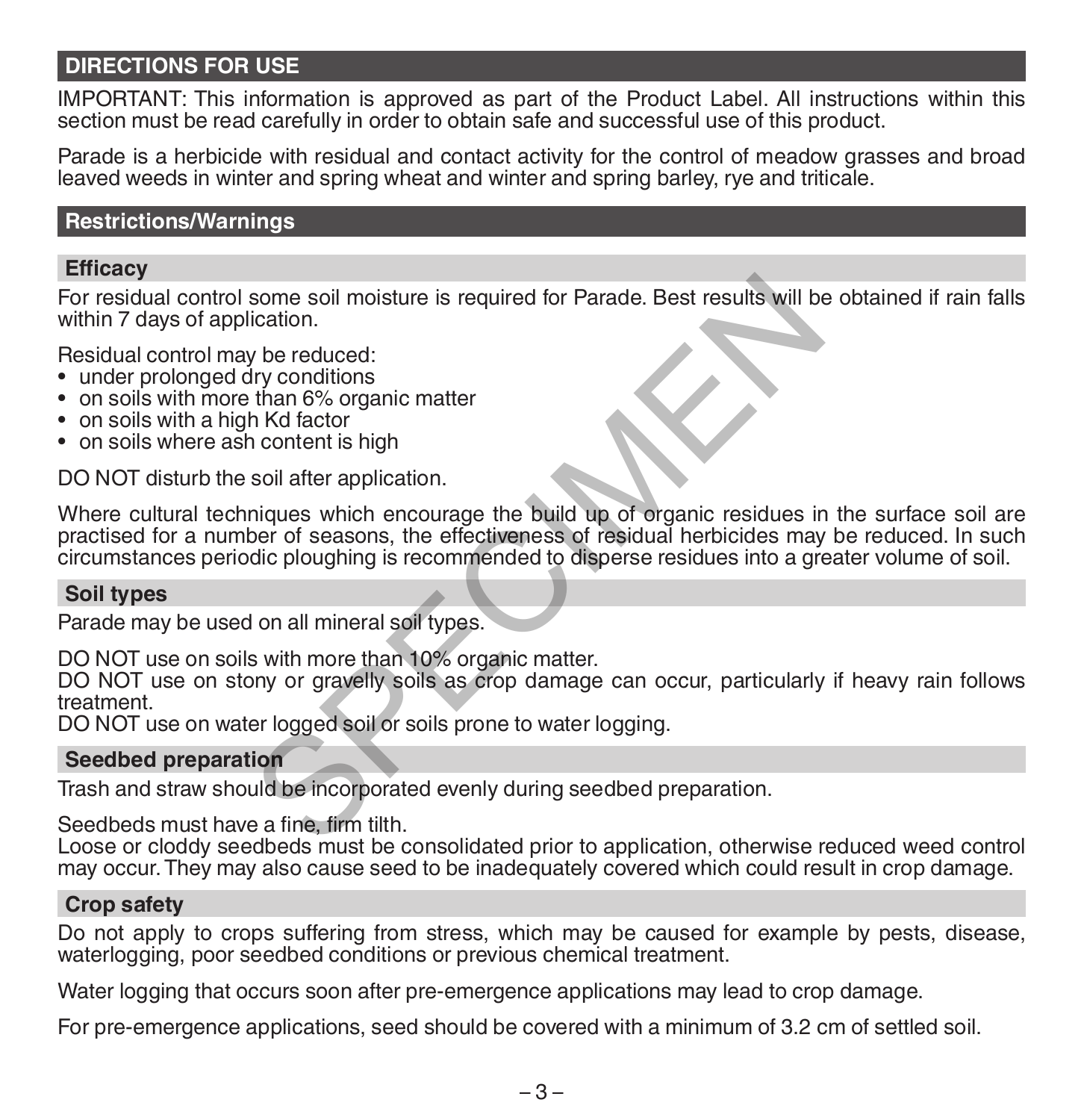## DIRECTIONS FOR USE

IMPORTANT: This information is approved as part of the Product Label. All instructions within this section must be read carefully in order to obtain safe and successful use of this product.

Parade is a herbicide with residual and contact activity for the control of meadow grasses and broad leaved weeds in winter and spring wheat and winter and spring barley, rye and triticale.

## Restrictions/Warnings

### Efficacy

For residual control some soil moisture is required for Parade. Best results will be obtained if rain falls within 7 days of application.

Residual control may be reduced:

- under prolonged dry conditions
- on soils with more than 6% organic matter
- on soils with a high Kd factor
- on soils where ash content is high

DO NOT disturb the soil after application.

Where cultural techniques which encourage the build up of organic residues in the surface soil are practised for a number of seasons, the effectiveness of residual herbicides may be reduced. In such circumstances periodic ploughing is recommended to disperse residues into a greater volume of soil.

### Soil types

Parade may be used on all mineral soil types.

DO NOT use on soils with more than 10% organic matter.
DO NOT use on stony or gravelly soils as crop damage can occur, particularly if heavy rain follows treatment.
DO NOT use on water logged soil or soils prone to water logging.

### Seedbed preparation

Trash and straw should be incorporated evenly during seedbed preparation.

Seedbeds must have a fine, firm tilth.
Loose or cloddy seedbeds must be consolidated prior to application, otherwise reduced weed control may occur. They may also cause seed to be inadequately covered which could result in crop damage.

### Crop safety

Do not apply to crops suffering from stress, which may be caused for example by pests, disease, waterlogging, poor seedbed conditions or previous chemical treatment.

Water logging that occurs soon after pre-emergence applications may lead to crop damage.

For pre-emergence applications, seed should be covered with a minimum of 3.2 cm of settled soil.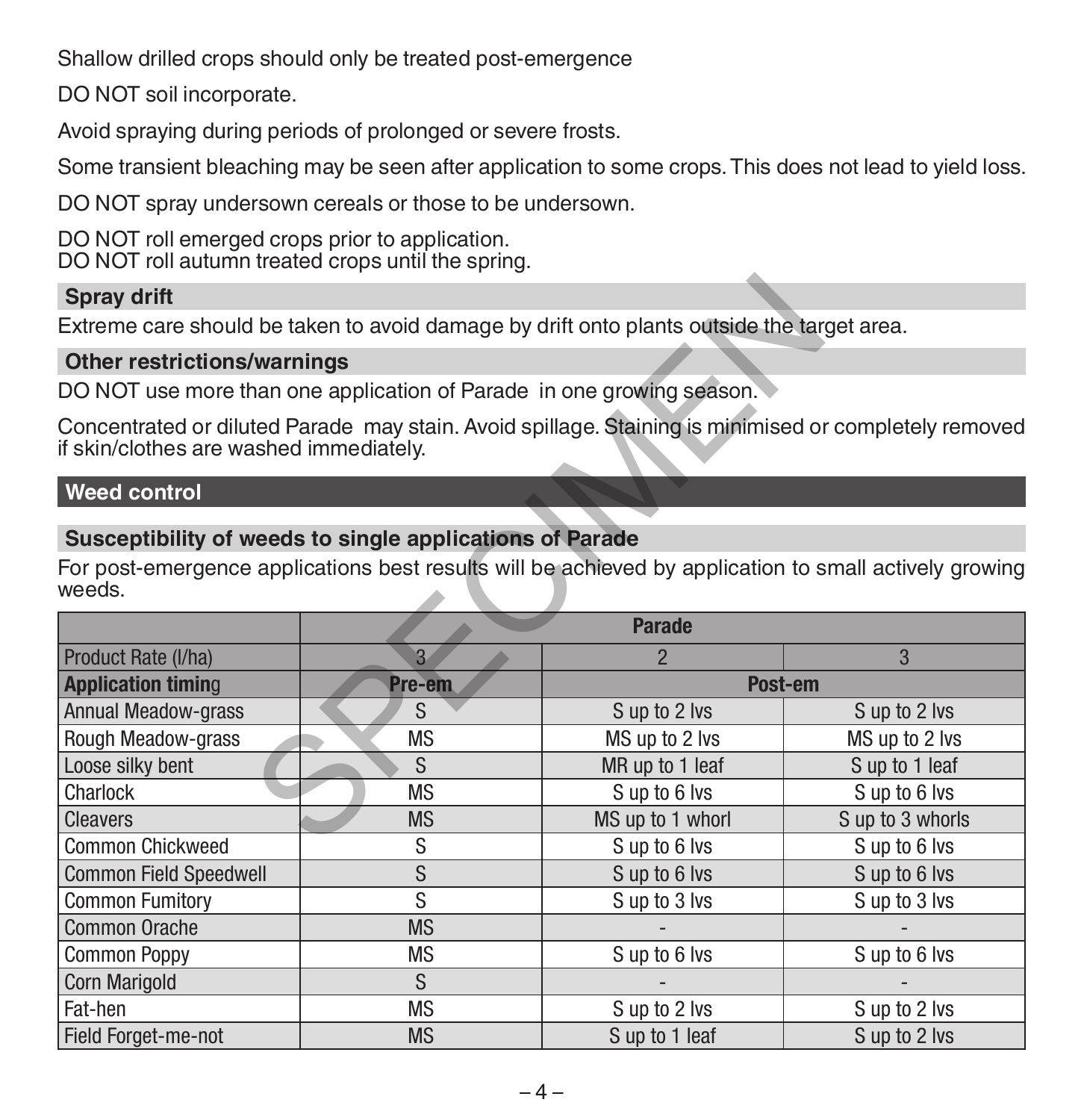Shallow drilled crops should only be treated post-emergence

DO NOT soil incorporate.

Avoid spraying during periods of prolonged or severe frosts.

Some transient bleaching may be seen after application to some crops. This does not lead to yield loss.

DO NOT spray undersown cereals or those to be undersown.

DO NOT roll emerged crops prior to application.
DO NOT roll autumn treated crops until the spring.

### Spray drift

Extreme care should be taken to avoid damage by drift onto plants outside the target area.

### Other restrictions/warnings

DO NOT use more than one application of Parade in one growing season.

Concentrated or diluted Parade may stain. Avoid spillage. Staining is minimised or completely removed if skin/clothes are washed immediately.

## Weed control

### Susceptibility of weeds to single applications of Parade

For post-emergence applications best results will be achieved by application to small actively growing weeds.

| | Parade | | |
|---|---|---|---|
| Product Rate (l/ha) | 3 | 2 | 3 |
| **Application timing** | **Pre-em** | **Post-em** | |
| Annual Meadow-grass | S | S up to 2 lvs | S up to 2 lvs |
| Rough Meadow-grass | MS | MS up to 2 lvs | MS up to 2 lvs |
| Loose silky bent | S | MR up to 1 leaf | S up to 1 leaf |
| Charlock | MS | S up to 6 lvs | S up to 6 lvs |
| Cleavers | MS | MS up to 1 whorl | S up to 3 whorls |
| Common Chickweed | S | S up to 6 lvs | S up to 6 lvs |
| Common Field Speedwell | S | S up to 6 lvs | S up to 6 lvs |
| Common Fumitory | S | S up to 3 lvs | S up to 3 lvs |
| Common Orache | MS | - | - |
| Common Poppy | MS | S up to 6 lvs | S up to 6 lvs |
| Corn Marigold | S | - | - |
| Fat-hen | MS | S up to 2 lvs | S up to 2 lvs |
| Field Forget-me-not | MS | S up to 1 leaf | S up to 2 lvs |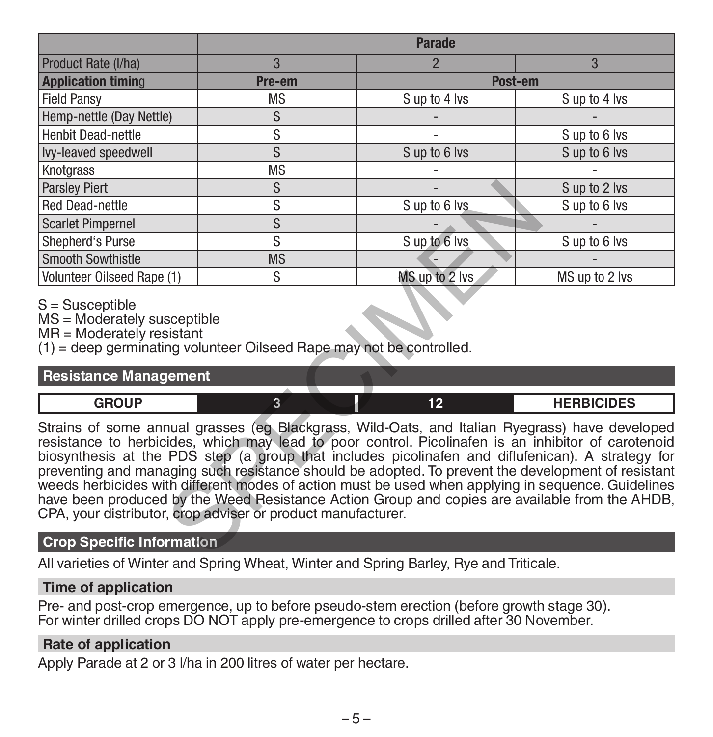| | Parade | | |
|---|---|---|---|
| Product Rate (l/ha) | 3 | 2 | 3 |
| **Application timing** | **Pre-em** | **Post-em** | |
| Field Pansy | MS | S up to 4 lvs | S up to 4 lvs |
| Hemp-nettle (Day Nettle) | S | - | - |
| Henbit Dead-nettle | S | - | S up to 6 lvs |
| Ivy-leaved speedwell | S | S up to 6 lvs | S up to 6 lvs |
| Knotgrass | MS | - | - |
| Parsley Piert | S | - | S up to 2 lvs |
| Red Dead-nettle | S | S up to 6 lvs | S up to 6 lvs |
| Scarlet Pimpernel | S | - | - |
| Shepherd's Purse | S | S up to 6 lvs | S up to 6 lvs |
| Smooth Sowthistle | MS | - | - |
| Volunteer Oilseed Rape (1) | S | MS up to 2 lvs | MS up to 2 lvs |

S = Susceptible
MS = Moderately susceptible
MR = Moderately resistant
(1) = deep germinating volunteer Oilseed Rape may not be controlled.

## Resistance Management

| GROUP | 3 | 12 | HERBICIDES |
|---|---|---|---|

Strains of some annual grasses (eg Blackgrass, Wild-Oats, and Italian Ryegrass) have developed resistance to herbicides, which may lead to poor control. Picolinafen is an inhibitor of carotenoid biosynthesis at the PDS step (a group that includes picolinafen and diflufenican). A strategy for preventing and managing such resistance should be adopted. To prevent the development of resistant weeds herbicides with different modes of action must be used when applying in sequence. Guidelines have been produced by the Weed Resistance Action Group and copies are available from the AHDB, CPA, your distributor, crop adviser or product manufacturer.

## Crop Specific Information

All varieties of Winter and Spring Wheat, Winter and Spring Barley, Rye and Triticale.

### Time of application

Pre- and post-crop emergence, up to before pseudo-stem erection (before growth stage 30).
For winter drilled crops DO NOT apply pre-emergence to crops drilled after 30 November.

### Rate of application

Apply Parade at 2 or 3 l/ha in 200 litres of water per hectare.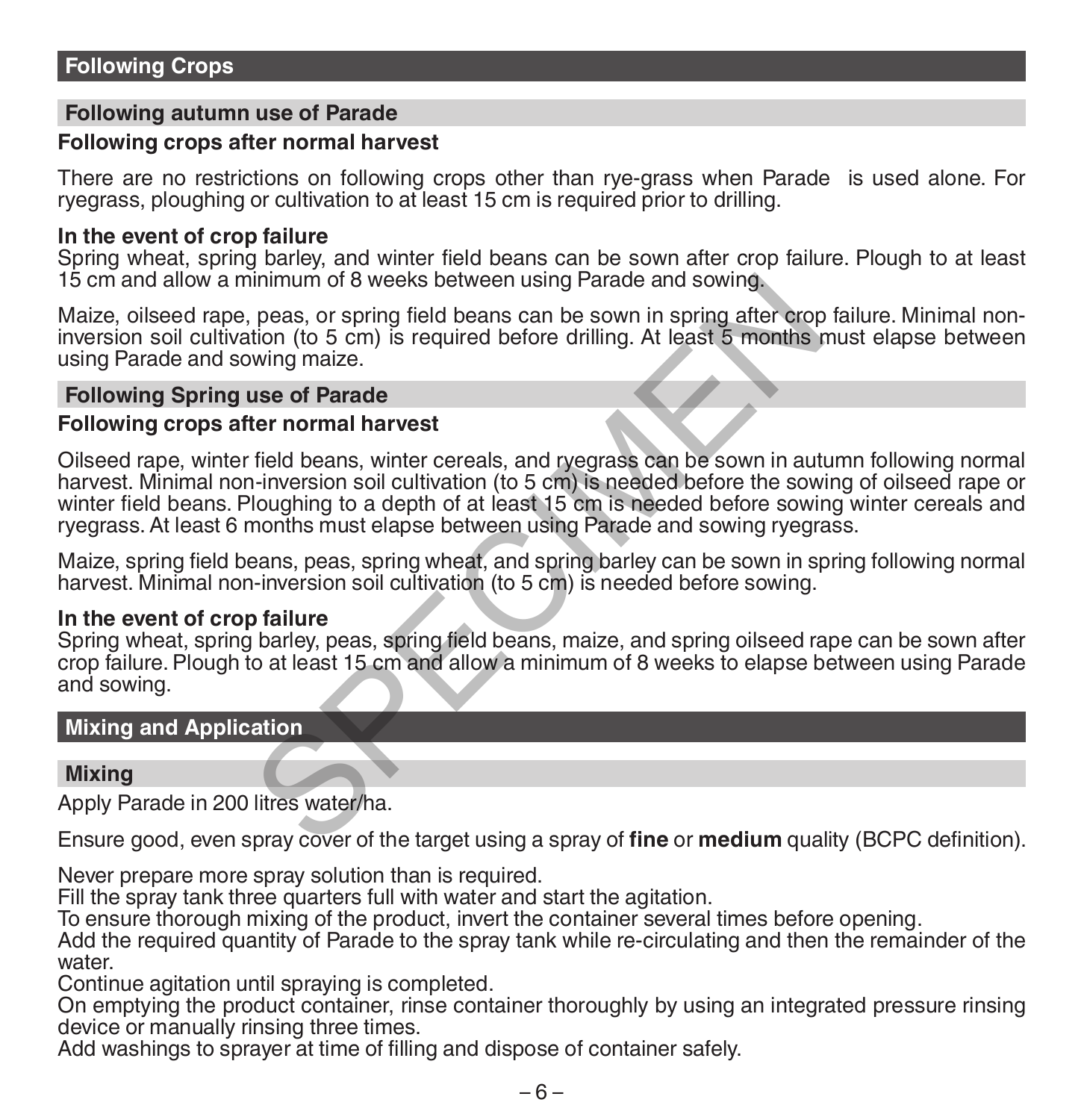## Following Crops

### Following autumn use of Parade

**Following crops after normal harvest**

There are no restrictions on following crops other than rye-grass when Parade is used alone. For ryegrass, ploughing or cultivation to at least 15 cm is required prior to drilling.

**In the event of crop failure**

Spring wheat, spring barley, and winter field beans can be sown after crop failure. Plough to at least 15 cm and allow a minimum of 8 weeks between using Parade and sowing.

Maize, oilseed rape, peas, or spring field beans can be sown in spring after crop failure. Minimal non-inversion soil cultivation (to 5 cm) is required before drilling. At least 5 months must elapse between using Parade and sowing maize.

### Following Spring use of Parade

**Following crops after normal harvest**

Oilseed rape, winter field beans, winter cereals, and ryegrass can be sown in autumn following normal harvest. Minimal non-inversion soil cultivation (to 5 cm) is needed before the sowing of oilseed rape or winter field beans. Ploughing to a depth of at least 15 cm is needed before sowing winter cereals and ryegrass. At least 6 months must elapse between using Parade and sowing ryegrass.

Maize, spring field beans, peas, spring wheat, and spring barley can be sown in spring following normal harvest. Minimal non-inversion soil cultivation (to 5 cm) is needed before sowing.

**In the event of crop failure**

Spring wheat, spring barley, peas, spring field beans, maize, and spring oilseed rape can be sown after crop failure. Plough to at least 15 cm and allow a minimum of 8 weeks to elapse between using Parade and sowing.

## Mixing and Application

### Mixing

Apply Parade in 200 litres water/ha.

Ensure good, even spray cover of the target using a spray of **fine** or **medium** quality (BCPC definition).

Never prepare more spray solution than is required.
Fill the spray tank three quarters full with water and start the agitation.
To ensure thorough mixing of the product, invert the container several times before opening.
Add the required quantity of Parade to the spray tank while re-circulating and then the remainder of the water.
Continue agitation until spraying is completed.
On emptying the product container, rinse container thoroughly by using an integrated pressure rinsing device or manually rinsing three times.
Add washings to sprayer at time of filling and dispose of container safely.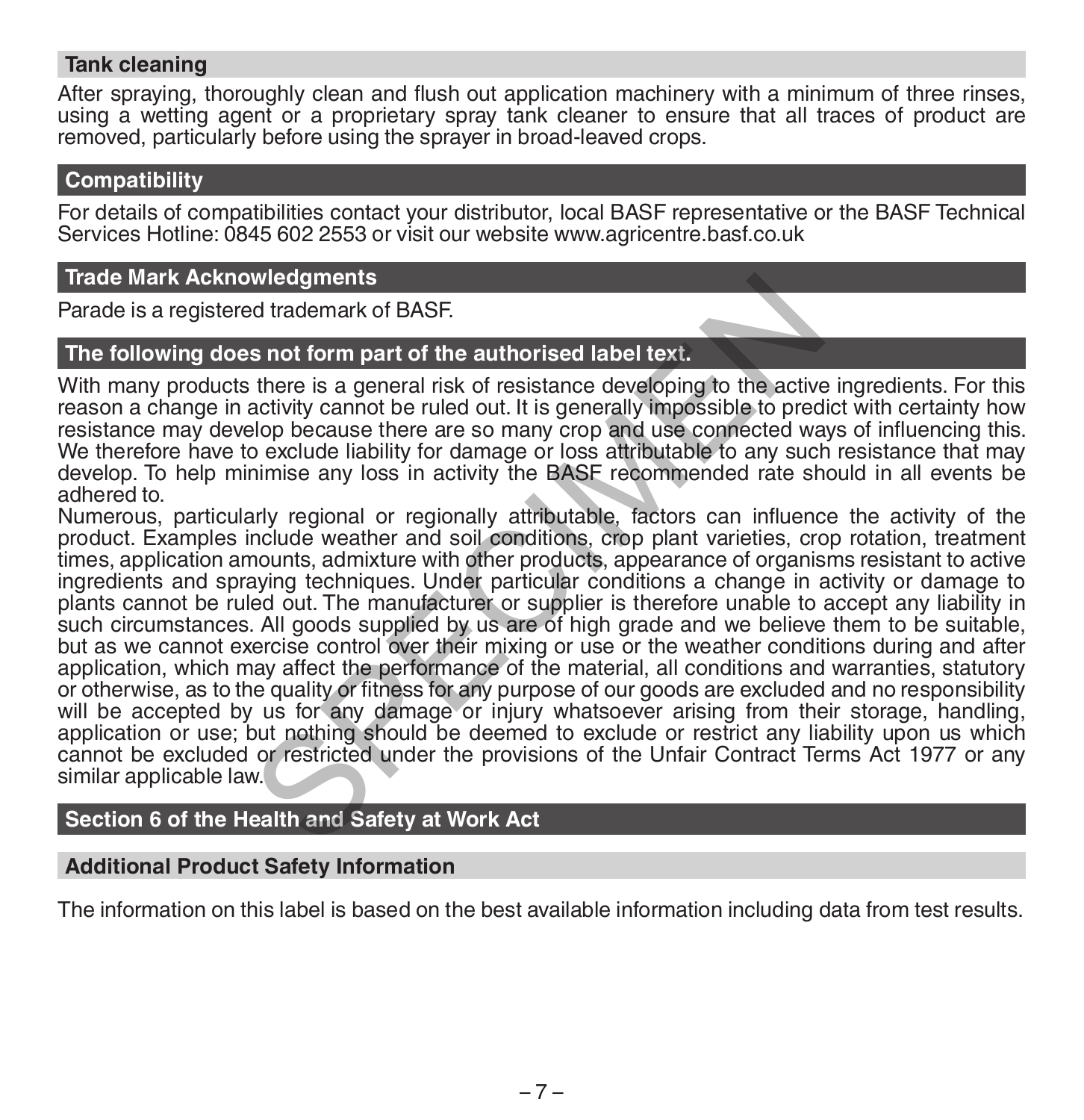## Tank cleaning

After spraying, thoroughly clean and flush out application machinery with a minimum of three rinses, using a wetting agent or a proprietary spray tank cleaner to ensure that all traces of product are removed, particularly before using the sprayer in broad-leaved crops.

## Compatibility

For details of compatibilities contact your distributor, local BASF representative or the BASF Technical Services Hotline: 0845 602 2553 or visit our website www.agricentre.basf.co.uk

## Trade Mark Acknowledgments

Parade is a registered trademark of BASF.

## The following does not form part of the authorised label text.

With many products there is a general risk of resistance developing to the active ingredients. For this reason a change in activity cannot be ruled out. It is generally impossible to predict with certainty how resistance may develop because there are so many crop and use connected ways of influencing this. We therefore have to exclude liability for damage or loss attributable to any such resistance that may develop. To help minimise any loss in activity the BASF recommended rate should in all events be adhered to.

Numerous, particularly regional or regionally attributable, factors can influence the activity of the product. Examples include weather and soil conditions, crop plant varieties, crop rotation, treatment times, application amounts, admixture with other products, appearance of organisms resistant to active ingredients and spraying techniques. Under particular conditions a change in activity or damage to plants cannot be ruled out. The manufacturer or supplier is therefore unable to accept any liability in such circumstances. All goods supplied by us are of high grade and we believe them to be suitable, but as we cannot exercise control over their mixing or use or the weather conditions during and after application, which may affect the performance of the material, all conditions and warranties, statutory or otherwise, as to the quality or fitness for any purpose of our goods are excluded and no responsibility will be accepted by us for any damage or injury whatsoever arising from their storage, handling, application or use; but nothing should be deemed to exclude or restrict any liability upon us which cannot be excluded or restricted under the provisions of the Unfair Contract Terms Act 1977 or any similar applicable law.

## Section 6 of the Health and Safety at Work Act

### Additional Product Safety Information

The information on this label is based on the best available information including data from test results.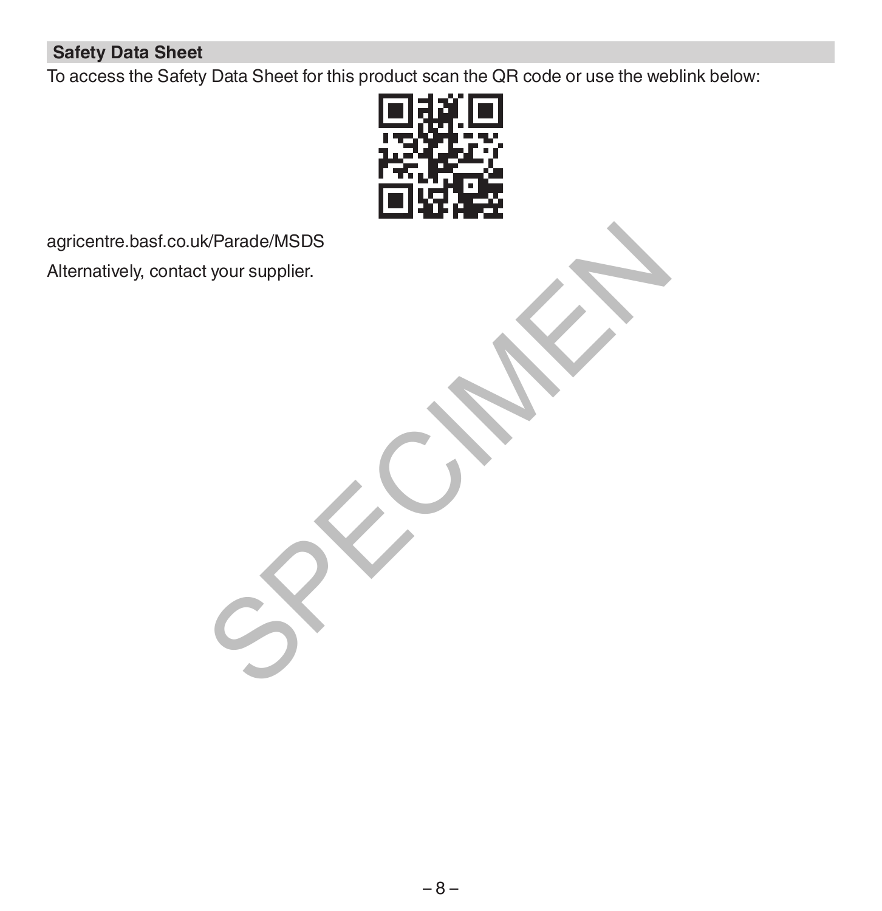## Safety Data Sheet

To access the Safety Data Sheet for this product scan the QR code or use the weblink below:

agricentre.basf.co.uk/Parade/MSDS

Alternatively, contact your supplier.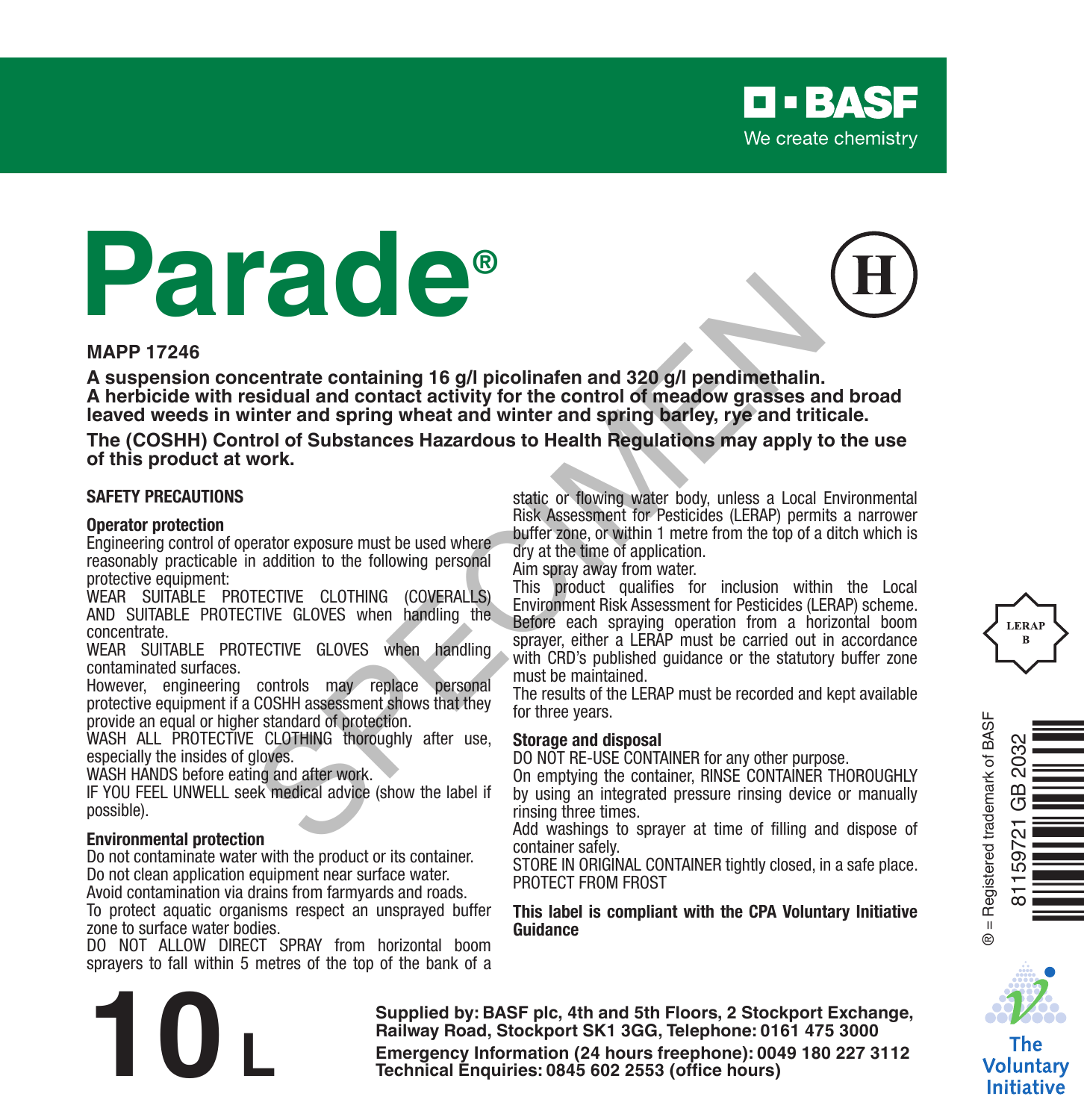BASF

We create chemistry

# Parade®

(H)

**MAPP 17246**

**A suspension concentrate containing 16 g/l picolinafen and 320 g/l pendimethalin.**
**A herbicide with residual and contact activity for the control of meadow grasses and broad leaved weeds in winter and spring wheat and winter and spring barley, rye and triticale.**

**The (COSHH) Control of Substances Hazardous to Health Regulations may apply to the use of this product at work.**

## SAFETY PRECAUTIONS

### Operator protection

Engineering control of operator exposure must be used where reasonably practicable in addition to the following personal protective equipment:

WEAR SUITABLE PROTECTIVE CLOTHING (COVERALLS) AND SUITABLE PROTECTIVE GLOVES when handling the concentrate.

WEAR SUITABLE PROTECTIVE GLOVES when handling contaminated surfaces.

However, engineering controls may replace personal protective equipment if a COSHH assessment shows that they provide an equal or higher standard of protection.

WASH ALL PROTECTIVE CLOTHING thoroughly after use, especially the insides of gloves.

WASH HANDS before eating and after work.

IF YOU FEEL UNWELL seek medical advice (show the label if possible).

### Environmental protection

Do not contaminate water with the product or its container.

Do not clean application equipment near surface water.

Avoid contamination via drains from farmyards and roads.

To protect aquatic organisms respect an unsprayed buffer zone to surface water bodies.

DO NOT ALLOW DIRECT SPRAY from horizontal boom sprayers to fall within 5 metres of the top of the bank of a static or flowing water body, unless a Local Environmental Risk Assessment for Pesticides (LERAP) permits a narrower buffer zone, or within 1 metre from the top of a ditch which is dry at the time of application.

Aim spray away from water.

This product qualifies for inclusion within the Local Environment Risk Assessment for Pesticides (LERAP) scheme. Before each spraying operation from a horizontal boom sprayer, either a LERAP must be carried out in accordance with CRD's published guidance or the statutory buffer zone must be maintained.

The results of the LERAP must be recorded and kept available for three years.

### Storage and disposal

DO NOT RE-USE CONTAINER for any other purpose.

On emptying the container, RINSE CONTAINER THOROUGHLY by using an integrated pressure rinsing device or manually rinsing three times.

Add washings to sprayer at time of filling and dispose of container safely.

STORE IN ORIGINAL CONTAINER tightly closed, in a safe place.

PROTECT FROM FROST

**This label is compliant with the CPA Voluntary Initiative Guidance**

LERAP B

® = Registered trademark of BASF

81159721 GB 2032

**10 L**

**Supplied by: BASF plc, 4th and 5th Floors, 2 Stockport Exchange, Railway Road, Stockport SK1 3GG, Telephone: 0161 475 3000**

**Emergency Information (24 hours freephone): 0049 180 227 3112**

**Technical Enquiries: 0845 602 2553 (office hours)**

The Voluntary Initiative